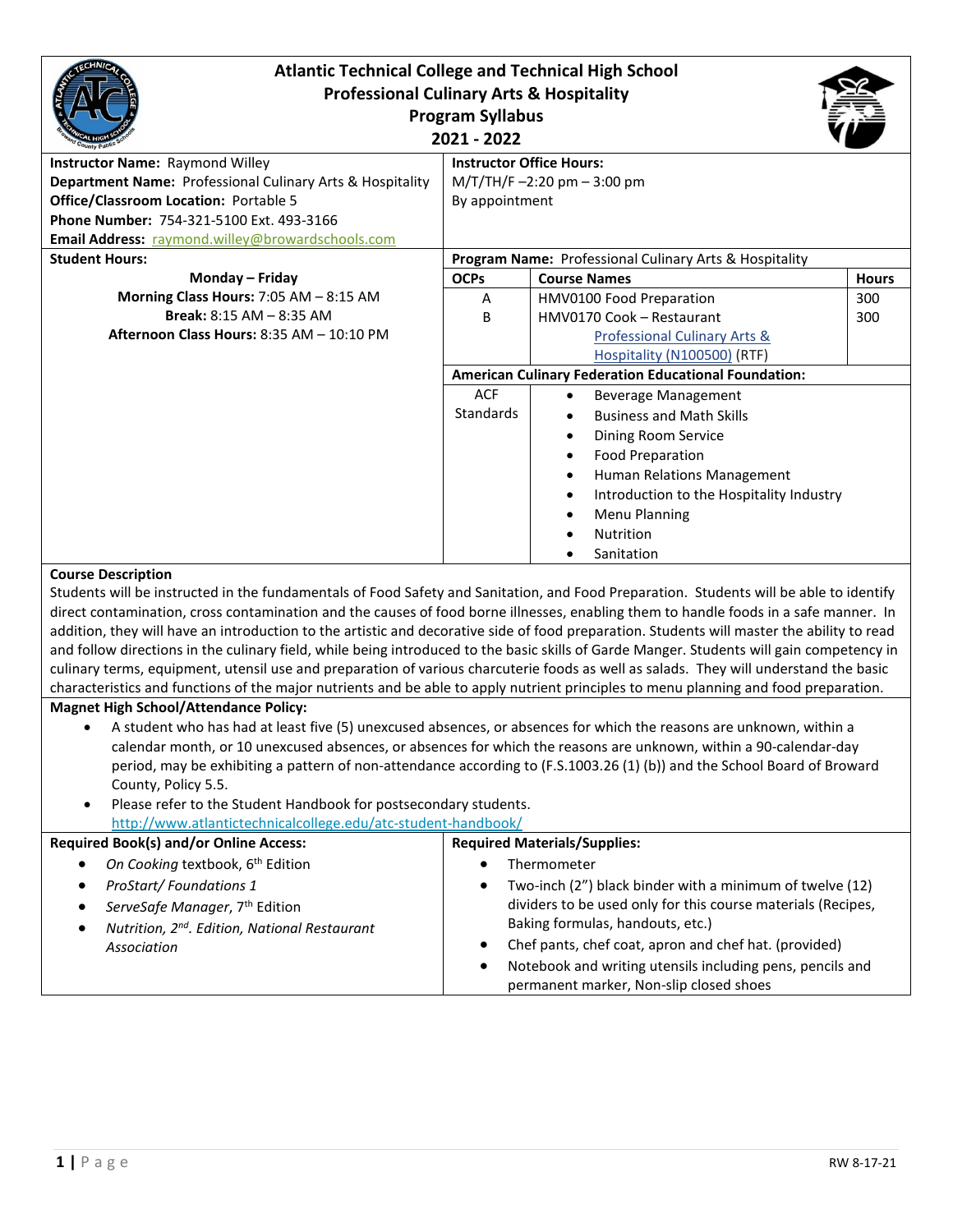# Atlantic Technical College and Technical High School
## Professional Culinary Arts & Hospitality
## Program Syllabus
## 2021 - 2022

**Instructor Name:** Raymond Willey
**Department Name:** Professional Culinary Arts & Hospitality
**Office/Classroom Location:** Portable 5
**Phone Number:** 754-321-5100 Ext. 493-3166
**Email Address:** raymond.willey@browardschools.com

**Instructor Office Hours:**
M/T/TH/F –2:20 pm – 3:00 pm
By appointment

**Student Hours:**

**Monday – Friday**
**Morning Class Hours:** 7:05 AM – 8:15 AM
**Break:** 8:15 AM – 8:35 AM
**Afternoon Class Hours:** 8:35 AM – 10:10 PM

**Program Name:** Professional Culinary Arts & Hospitality

| OCPs | Course Names | Hours |
|---|---|---|
| A | HMV0100 Food Preparation | 300 |
| B | HMV0170 Cook – Restaurant | 300 |
| | Professional Culinary Arts & Hospitality (N100500) (RTF) | |

**American Culinary Federation Educational Foundation:**

ACF Standards
- Beverage Management
- Business and Math Skills
- Dining Room Service
- Food Preparation
- Human Relations Management
- Introduction to the Hospitality Industry
- Menu Planning
- Nutrition
- Sanitation

**Course Description**

Students will be instructed in the fundamentals of Food Safety and Sanitation, and Food Preparation. Students will be able to identify direct contamination, cross contamination and the causes of food borne illnesses, enabling them to handle foods in a safe manner. In addition, they will have an introduction to the artistic and decorative side of food preparation. Students will master the ability to read and follow directions in the culinary field, while being introduced to the basic skills of Garde Manger. Students will gain competency in culinary terms, equipment, utensil use and preparation of various charcuterie foods as well as salads. They will understand the basic characteristics and functions of the major nutrients and be able to apply nutrient principles to menu planning and food preparation.

**Magnet High School/Attendance Policy:**

- A student who has had at least five (5) unexcused absences, or absences for which the reasons are unknown, within a calendar month, or 10 unexcused absences, or absences for which the reasons are unknown, within a 90-calendar-day period, may be exhibiting a pattern of non-attendance according to (F.S.1003.26 (1) (b)) and the School Board of Broward County, Policy 5.5.
- Please refer to the Student Handbook for postsecondary students. http://www.atlantictechnicalcollege.edu/atc-student-handbook/

**Required Book(s) and/or Online Access:**

- *On Cooking* textbook, 6th Edition
- *ProStart/ Foundations 1*
- *ServeSafe Manager*, 7th Edition
- *Nutrition, 2nd. Edition, National Restaurant Association*

**Required Materials/Supplies:**

- Thermometer
- Two-inch (2") black binder with a minimum of twelve (12) dividers to be used only for this course materials (Recipes, Baking formulas, handouts, etc.)
- Chef pants, chef coat, apron and chef hat. (provided)
- Notebook and writing utensils including pens, pencils and permanent marker, Non-slip closed shoes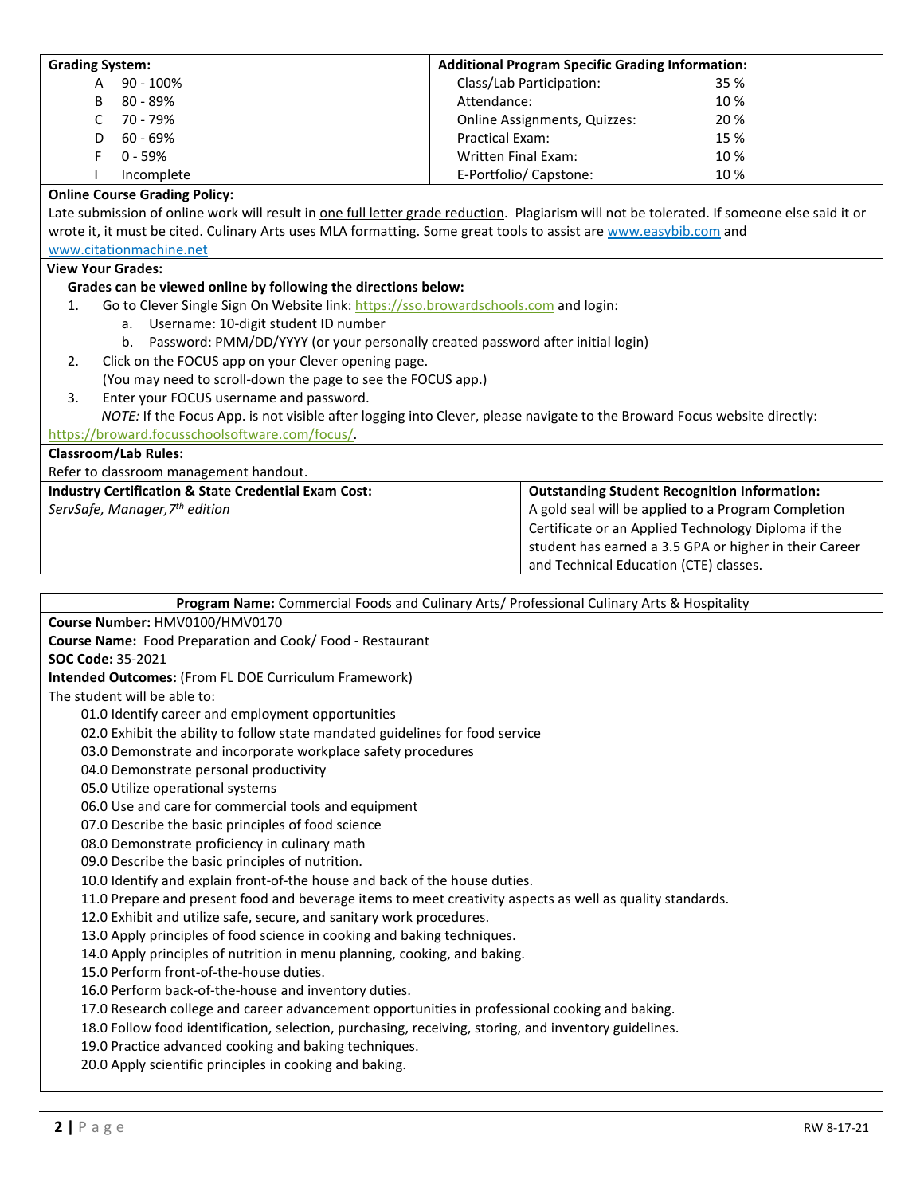| Grading System: | | Additional Program Specific Grading Information: | |
|---|---|---|---|
| A | 90 - 100% | Class/Lab Participation: | 35 % |
| B | 80 - 89% | Attendance: | 10 % |
| C | 70 - 79% | Online Assignments, Quizzes: | 20 % |
| D | 60 - 69% | Practical Exam: | 15 % |
| F | 0 - 59% | Written Final Exam: | 10 % |
| I | Incomplete | E-Portfolio/ Capstone: | 10 % |

**Online Course Grading Policy:**

Late submission of online work will result in one full letter grade reduction. Plagiarism will not be tolerated. If someone else said it or wrote it, it must be cited. Culinary Arts uses MLA formatting. Some great tools to assist are www.easybib.com and www.citationmachine.net

**View Your Grades:**

**Grades can be viewed online by following the directions below:**

1. Go to Clever Single Sign On Website link: https://sso.browardschools.com and login:
   a. Username: 10-digit student ID number
   b. Password: PMM/DD/YYYY (or your personally created password after initial login)
2. Click on the FOCUS app on your Clever opening page.
   (You may need to scroll-down the page to see the FOCUS app.)
3. Enter your FOCUS username and password.

*NOTE:* If the Focus App. is not visible after logging into Clever, please navigate to the Broward Focus website directly: https://broward.focusschoolsoftware.com/focus/.

**Classroom/Lab Rules:**

Refer to classroom management handout.

| Industry Certification & State Credential Exam Cost: | Outstanding Student Recognition Information: |
|---|---|
| *ServSafe, Manager,7th edition* | A gold seal will be applied to a Program Completion Certificate or an Applied Technology Diploma if the student has earned a 3.5 GPA or higher in their Career and Technical Education (CTE) classes. |

**Program Name:** Commercial Foods and Culinary Arts/ Professional Culinary Arts & Hospitality

**Course Number:** HMV0100/HMV0170

**Course Name:** Food Preparation and Cook/ Food - Restaurant

**SOC Code:** 35-2021

**Intended Outcomes:** (From FL DOE Curriculum Framework)

The student will be able to:

- 01.0 Identify career and employment opportunities
- 02.0 Exhibit the ability to follow state mandated guidelines for food service
- 03.0 Demonstrate and incorporate workplace safety procedures
- 04.0 Demonstrate personal productivity
- 05.0 Utilize operational systems
- 06.0 Use and care for commercial tools and equipment
- 07.0 Describe the basic principles of food science
- 08.0 Demonstrate proficiency in culinary math
- 09.0 Describe the basic principles of nutrition.
- 10.0 Identify and explain front-of-the house and back of the house duties.
- 11.0 Prepare and present food and beverage items to meet creativity aspects as well as quality standards.
- 12.0 Exhibit and utilize safe, secure, and sanitary work procedures.
- 13.0 Apply principles of food science in cooking and baking techniques.
- 14.0 Apply principles of nutrition in menu planning, cooking, and baking.
- 15.0 Perform front-of-the-house duties.
- 16.0 Perform back-of-the-house and inventory duties.
- 17.0 Research college and career advancement opportunities in professional cooking and baking.
- 18.0 Follow food identification, selection, purchasing, receiving, storing, and inventory guidelines.
- 19.0 Practice advanced cooking and baking techniques.
- 20.0 Apply scientific principles in cooking and baking.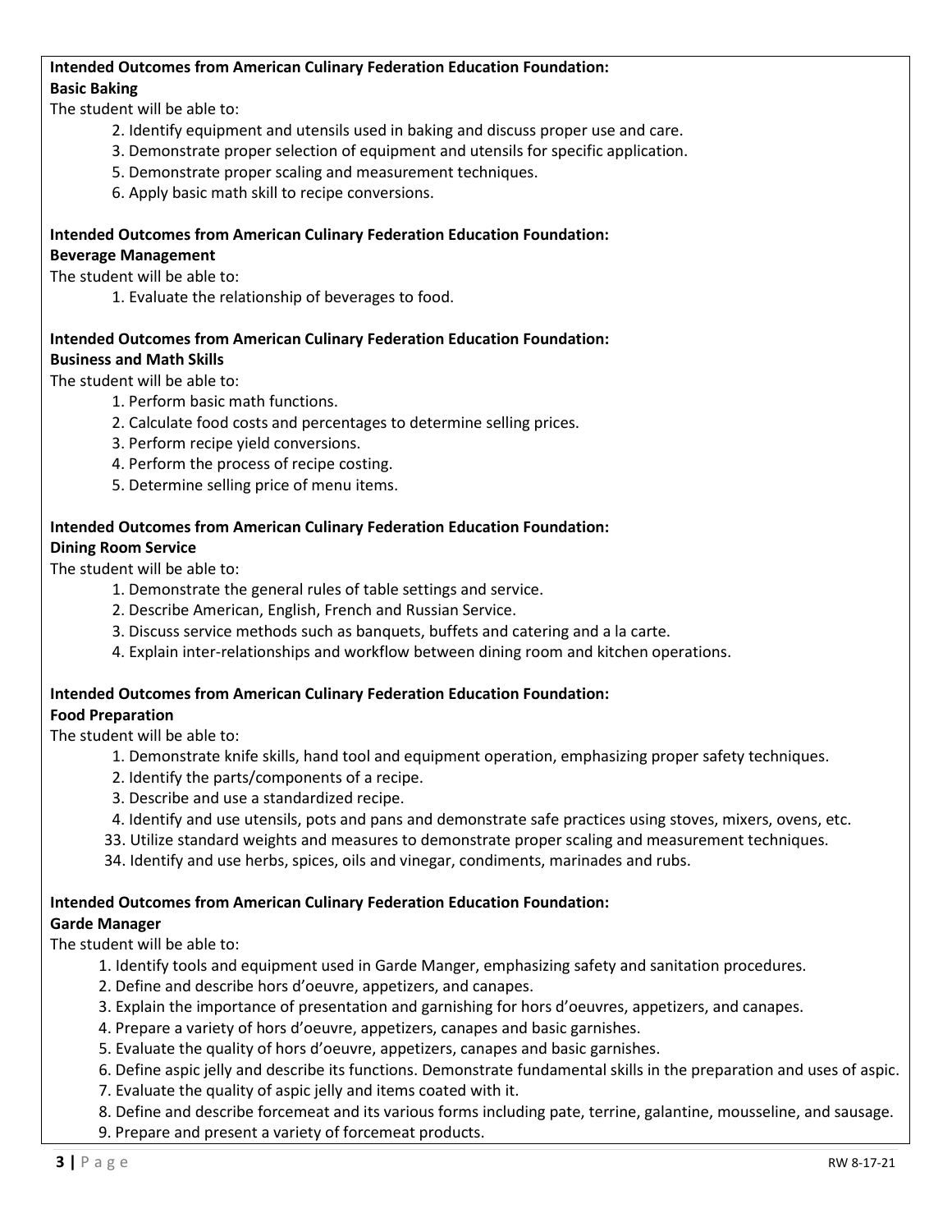**Intended Outcomes from American Culinary Federation Education Foundation:**
**Basic Baking**

The student will be able to:

2. Identify equipment and utensils used in baking and discuss proper use and care.
3. Demonstrate proper selection of equipment and utensils for specific application.
5. Demonstrate proper scaling and measurement techniques.
6. Apply basic math skill to recipe conversions.

**Intended Outcomes from American Culinary Federation Education Foundation:**
**Beverage Management**

The student will be able to:

1. Evaluate the relationship of beverages to food.

**Intended Outcomes from American Culinary Federation Education Foundation:**
**Business and Math Skills**

The student will be able to:

1. Perform basic math functions.
2. Calculate food costs and percentages to determine selling prices.
3. Perform recipe yield conversions.
4. Perform the process of recipe costing.
5. Determine selling price of menu items.

**Intended Outcomes from American Culinary Federation Education Foundation:**
**Dining Room Service**

The student will be able to:

1. Demonstrate the general rules of table settings and service.
2. Describe American, English, French and Russian Service.
3. Discuss service methods such as banquets, buffets and catering and a la carte.
4. Explain inter-relationships and workflow between dining room and kitchen operations.

**Intended Outcomes from American Culinary Federation Education Foundation:**
**Food Preparation**

The student will be able to:

1. Demonstrate knife skills, hand tool and equipment operation, emphasizing proper safety techniques.
2. Identify the parts/components of a recipe.
3. Describe and use a standardized recipe.
4. Identify and use utensils, pots and pans and demonstrate safe practices using stoves, mixers, ovens, etc.
33. Utilize standard weights and measures to demonstrate proper scaling and measurement techniques.
34. Identify and use herbs, spices, oils and vinegar, condiments, marinades and rubs.

**Intended Outcomes from American Culinary Federation Education Foundation:**
**Garde Manager**

The student will be able to:

1. Identify tools and equipment used in Garde Manger, emphasizing safety and sanitation procedures.
2. Define and describe hors d'oeuvre, appetizers, and canapes.
3. Explain the importance of presentation and garnishing for hors d'oeuvres, appetizers, and canapes.
4. Prepare a variety of hors d'oeuvre, appetizers, canapes and basic garnishes.
5. Evaluate the quality of hors d'oeuvre, appetizers, canapes and basic garnishes.
6. Define aspic jelly and describe its functions. Demonstrate fundamental skills in the preparation and uses of aspic.
7. Evaluate the quality of aspic jelly and items coated with it.
8. Define and describe forcemeat and its various forms including pate, terrine, galantine, mousseline, and sausage.
9. Prepare and present a variety of forcemeat products.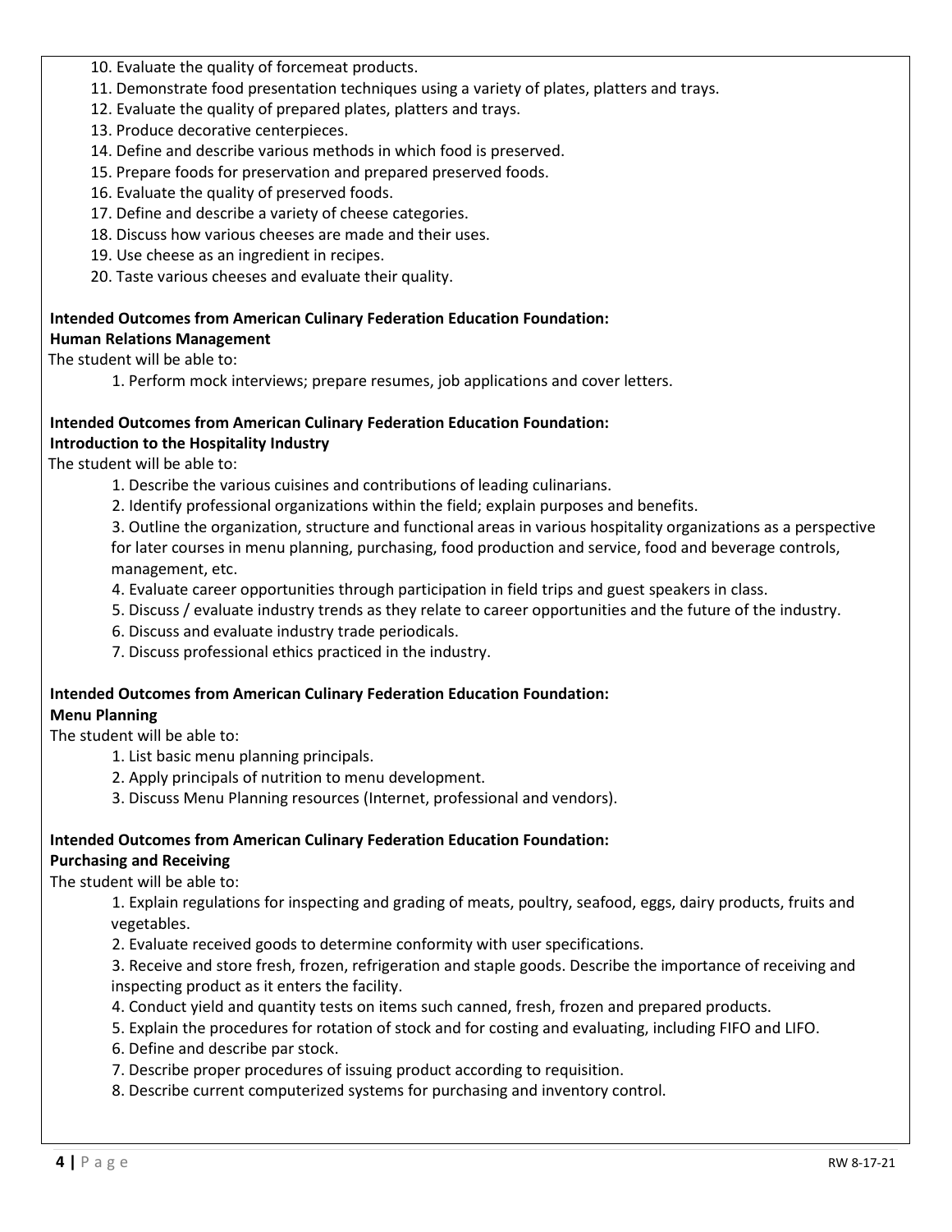10. Evaluate the quality of forcemeat products.
11. Demonstrate food presentation techniques using a variety of plates, platters and trays.
12. Evaluate the quality of prepared plates, platters and trays.
13. Produce decorative centerpieces.
14. Define and describe various methods in which food is preserved.
15. Prepare foods for preservation and prepared preserved foods.
16. Evaluate the quality of preserved foods.
17. Define and describe a variety of cheese categories.
18. Discuss how various cheeses are made and their uses.
19. Use cheese as an ingredient in recipes.
20. Taste various cheeses and evaluate their quality.

**Intended Outcomes from American Culinary Federation Education Foundation:**
**Human Relations Management**

The student will be able to:

1. Perform mock interviews; prepare resumes, job applications and cover letters.

**Intended Outcomes from American Culinary Federation Education Foundation:**
**Introduction to the Hospitality Industry**

The student will be able to:

1. Describe the various cuisines and contributions of leading culinarians.
2. Identify professional organizations within the field; explain purposes and benefits.
3. Outline the organization, structure and functional areas in various hospitality organizations as a perspective for later courses in menu planning, purchasing, food production and service, food and beverage controls, management, etc.
4. Evaluate career opportunities through participation in field trips and guest speakers in class.
5. Discuss / evaluate industry trends as they relate to career opportunities and the future of the industry.
6. Discuss and evaluate industry trade periodicals.
7. Discuss professional ethics practiced in the industry.

**Intended Outcomes from American Culinary Federation Education Foundation:**
**Menu Planning**

The student will be able to:

1. List basic menu planning principals.
2. Apply principals of nutrition to menu development.
3. Discuss Menu Planning resources (Internet, professional and vendors).

**Intended Outcomes from American Culinary Federation Education Foundation:**
**Purchasing and Receiving**

The student will be able to:

1. Explain regulations for inspecting and grading of meats, poultry, seafood, eggs, dairy products, fruits and vegetables.
2. Evaluate received goods to determine conformity with user specifications.
3. Receive and store fresh, frozen, refrigeration and staple goods. Describe the importance of receiving and inspecting product as it enters the facility.
4. Conduct yield and quantity tests on items such canned, fresh, frozen and prepared products.
5. Explain the procedures for rotation of stock and for costing and evaluating, including FIFO and LIFO.
6. Define and describe par stock.
7. Describe proper procedures of issuing product according to requisition.
8. Describe current computerized systems for purchasing and inventory control.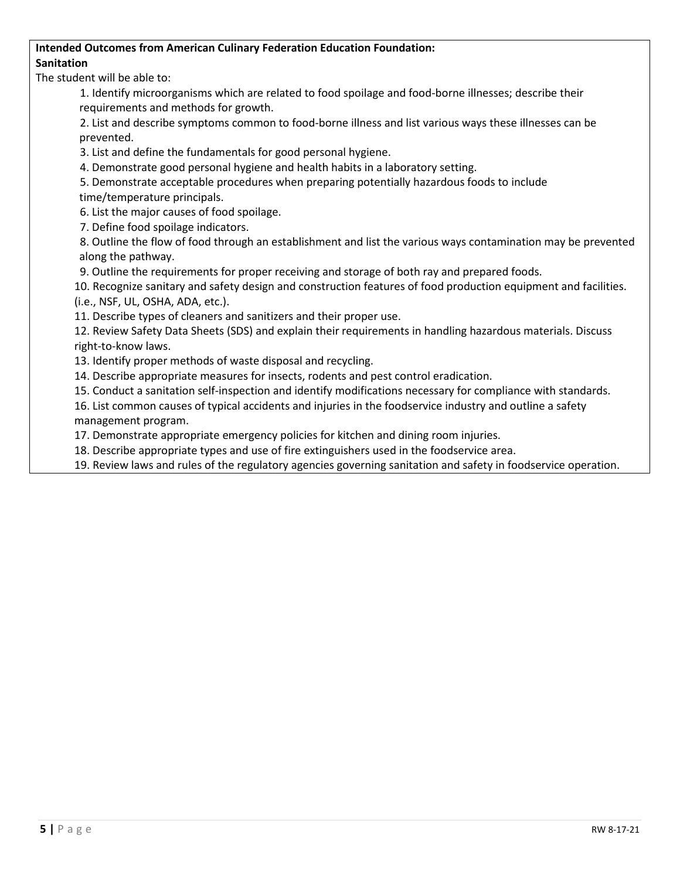**Intended Outcomes from American Culinary Federation Education Foundation:**
**Sanitation**

The student will be able to:

1. Identify microorganisms which are related to food spoilage and food-borne illnesses; describe their requirements and methods for growth.
2. List and describe symptoms common to food-borne illness and list various ways these illnesses can be prevented.
3. List and define the fundamentals for good personal hygiene.
4. Demonstrate good personal hygiene and health habits in a laboratory setting.
5. Demonstrate acceptable procedures when preparing potentially hazardous foods to include time/temperature principals.
6. List the major causes of food spoilage.
7. Define food spoilage indicators.
8. Outline the flow of food through an establishment and list the various ways contamination may be prevented along the pathway.
9. Outline the requirements for proper receiving and storage of both ray and prepared foods.
10. Recognize sanitary and safety design and construction features of food production equipment and facilities. (i.e., NSF, UL, OSHA, ADA, etc.).
11. Describe types of cleaners and sanitizers and their proper use.
12. Review Safety Data Sheets (SDS) and explain their requirements in handling hazardous materials. Discuss right-to-know laws.
13. Identify proper methods of waste disposal and recycling.
14. Describe appropriate measures for insects, rodents and pest control eradication.
15. Conduct a sanitation self-inspection and identify modifications necessary for compliance with standards.
16. List common causes of typical accidents and injuries in the foodservice industry and outline a safety management program.
17. Demonstrate appropriate emergency policies for kitchen and dining room injuries.
18. Describe appropriate types and use of fire extinguishers used in the foodservice area.
19. Review laws and rules of the regulatory agencies governing sanitation and safety in foodservice operation.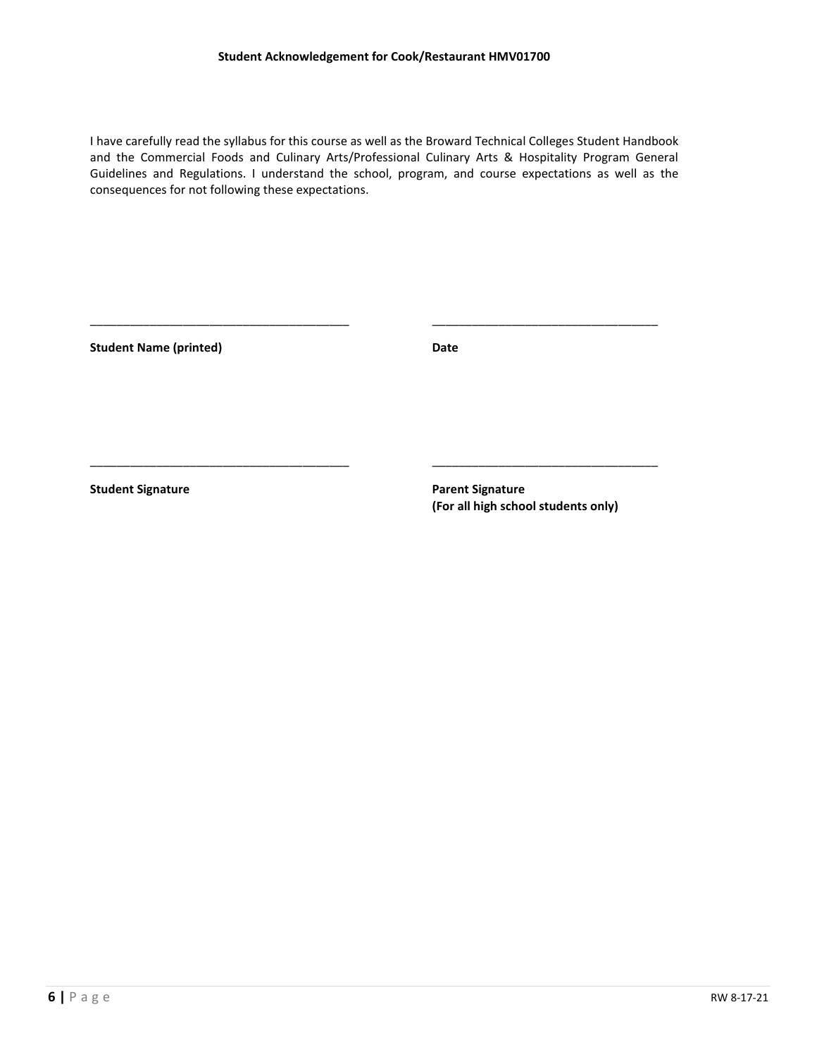**Student Acknowledgement for Cook/Restaurant HMV01700**

I have carefully read the syllabus for this course as well as the Broward Technical Colleges Student Handbook and the Commercial Foods and Culinary Arts/Professional Culinary Arts & Hospitality Program General Guidelines and Regulations. I understand the school, program, and course expectations as well as the consequences for not following these expectations.

\_\_\_\_\_\_\_\_\_\_\_\_\_\_\_\_\_\_\_\_\_\_\_\_\_\_\_\_\_\_\_\_\_\_\_\_\_\_\_\_ \_\_\_\_\_\_\_\_\_\_\_\_\_\_\_\_\_\_\_\_\_\_\_\_\_\_\_\_\_\_\_\_\_\_\_\_

**Student Name (printed)** **Date**

\_\_\_\_\_\_\_\_\_\_\_\_\_\_\_\_\_\_\_\_\_\_\_\_\_\_\_\_\_\_\_\_\_\_\_\_\_\_\_\_ \_\_\_\_\_\_\_\_\_\_\_\_\_\_\_\_\_\_\_\_\_\_\_\_\_\_\_\_\_\_\_\_\_\_\_\_

**Student Signature** **Parent Signature**
**(For all high school students only)**

RW 8-17-21